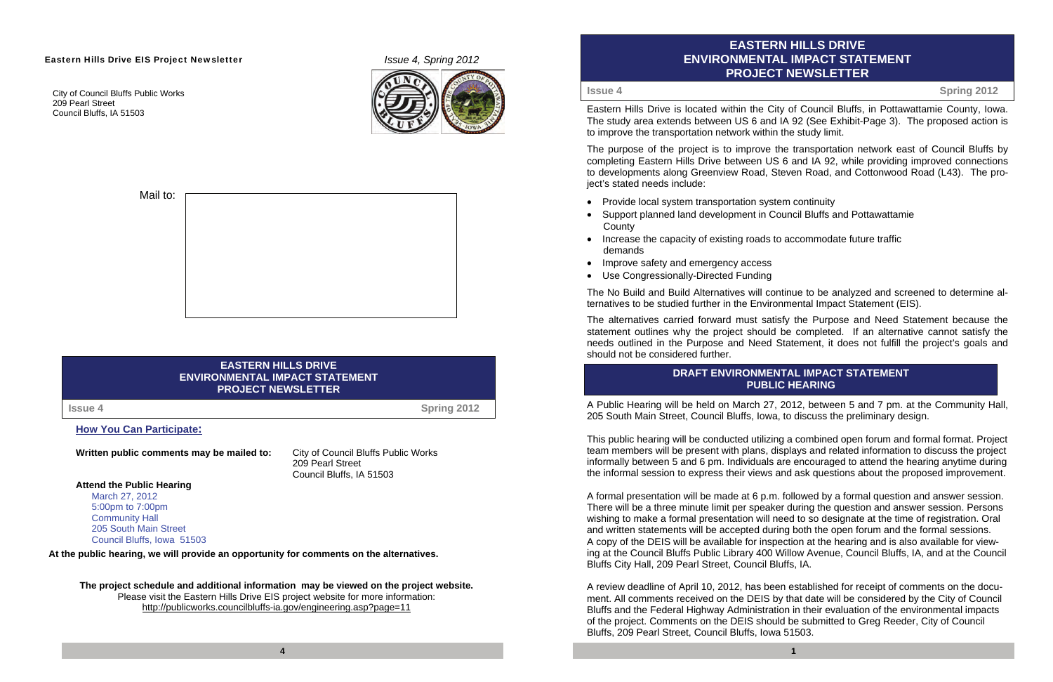**Eastern Hills Drive EIS Project Newsletter**

*Issue 4, Spring 2012*

City of Council Bluffs Public Works
209 Pearl Street
Council Bluffs, IA 51503

Mail to:

## EASTERN HILLS DRIVE ENVIRONMENTAL IMPACT STATEMENT PROJECT NEWSLETTER

**Issue 4** **Spring 2012**

### How You Can Participate:

**Written public comments may be mailed to:** City of Council Bluffs Public Works
209 Pearl Street
Council Bluffs, IA 51503

**Attend the Public Hearing**

March 27, 2012
5:00pm to 7:00pm
Community Hall
205 South Main Street
Council Bluffs, Iowa 51503

**At the public hearing, we will provide an opportunity for comments on the alternatives.**

**The project schedule and additional information may be viewed on the project website.**

Please visit the Eastern Hills Drive EIS project website for more information:
http://publicworks.councilbluffs-ia.gov/engineering.asp?page=11

## EASTERN HILLS DRIVE ENVIRONMENTAL IMPACT STATEMENT PROJECT NEWSLETTER

**Issue 4** **Spring 2012**

Eastern Hills Drive is located within the City of Council Bluffs, in Pottawattamie County, Iowa. The study area extends between US 6 and IA 92 (See Exhibit-Page 3). The proposed action is to improve the transportation network within the study limit.

The purpose of the project is to improve the transportation network east of Council Bluffs by completing Eastern Hills Drive between US 6 and IA 92, while providing improved connections to developments along Greenview Road, Steven Road, and Cottonwood Road (L43). The project's stated needs include:

- Provide local system transportation system continuity
- Support planned land development in Council Bluffs and Pottawattamie County
- Increase the capacity of existing roads to accommodate future traffic demands
- Improve safety and emergency access
- Use Congressionally-Directed Funding

The No Build and Build Alternatives will continue to be analyzed and screened to determine alternatives to be studied further in the Environmental Impact Statement (EIS).

The alternatives carried forward must satisfy the Purpose and Need Statement because the statement outlines why the project should be completed. If an alternative cannot satisfy the needs outlined in the Purpose and Need Statement, it does not fulfill the project's goals and should not be considered further.

## DRAFT ENVIRONMENTAL IMPACT STATEMENT PUBLIC HEARING

A Public Hearing will be held on March 27, 2012, between 5 and 7 pm. at the Community Hall, 205 South Main Street, Council Bluffs, Iowa, to discuss the preliminary design.

This public hearing will be conducted utilizing a combined open forum and formal format. Project team members will be present with plans, displays and related information to discuss the project informally between 5 and 6 pm. Individuals are encouraged to attend the hearing anytime during the informal session to express their views and ask questions about the proposed improvement.

A formal presentation will be made at 6 p.m. followed by a formal question and answer session. There will be a three minute limit per speaker during the question and answer session. Persons wishing to make a formal presentation will need to so designate at the time of registration. Oral and written statements will be accepted during both the open forum and the formal sessions. A copy of the DEIS will be available for inspection at the hearing and is also available for viewing at the Council Bluffs Public Library 400 Willow Avenue, Council Bluffs, IA, and at the Council Bluffs City Hall, 209 Pearl Street, Council Bluffs, IA.

A review deadline of April 10, 2012, has been established for receipt of comments on the document. All comments received on the DEIS by that date will be considered by the City of Council Bluffs and the Federal Highway Administration in their evaluation of the environmental impacts of the project. Comments on the DEIS should be submitted to Greg Reeder, City of Council Bluffs, 209 Pearl Street, Council Bluffs, Iowa 51503.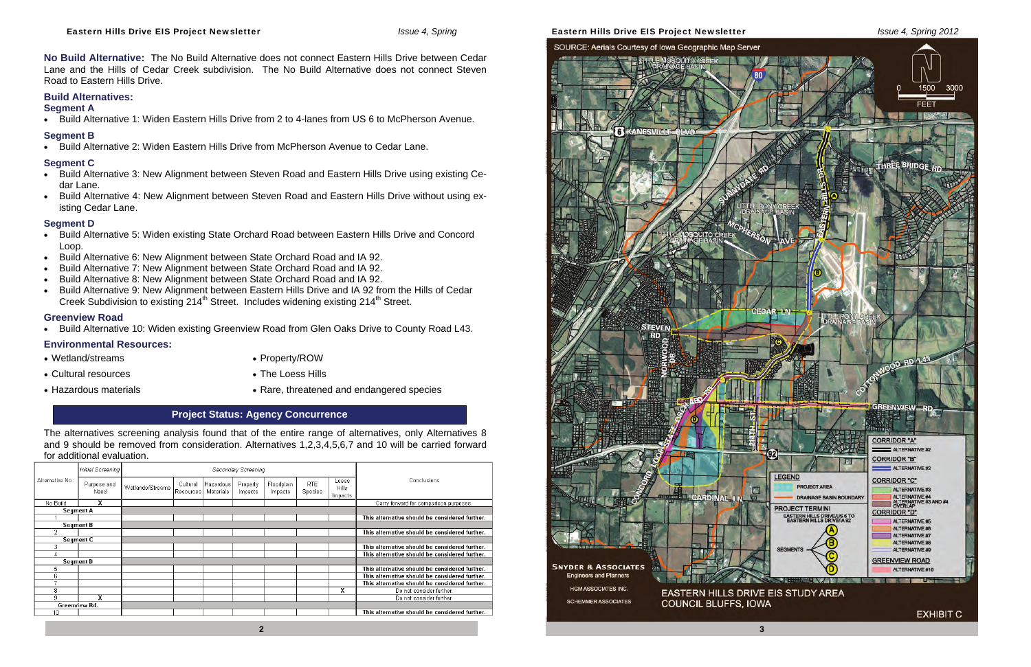**No Build Alternative:** The No Build Alternative does not connect Eastern Hills Drive between Cedar Lane and the Hills of Cedar Creek subdivision. The No Build Alternative does not connect Steven Road to Eastern Hills Drive.

### Build Alternatives:

#### Segment A

- Build Alternative 1: Widen Eastern Hills Drive from 2 to 4-lanes from US 6 to McPherson Avenue.

#### Segment B

- Build Alternative 2: Widen Eastern Hills Drive from McPherson Avenue to Cedar Lane.

#### Segment C

- Build Alternative 3: New Alignment between Steven Road and Eastern Hills Drive using existing Cedar Lane.
- Build Alternative 4: New Alignment between Steven Road and Eastern Hills Drive without using existing Cedar Lane.

#### Segment D

- Build Alternative 5: Widen existing State Orchard Road between Eastern Hills Drive and Concord Loop.
- Build Alternative 6: New Alignment between State Orchard Road and IA 92.
- Build Alternative 7: New Alignment between State Orchard Road and IA 92.
- Build Alternative 8: New Alignment between State Orchard Road and IA 92.
- Build Alternative 9: New Alignment between Eastern Hills Drive and IA 92 from the Hills of Cedar Creek Subdivision to existing 214th Street. Includes widening existing 214th Street.

#### Greenview Road

- Build Alternative 10: Widen existing Greenview Road from Glen Oaks Drive to County Road L43.

### Environmental Resources:

- Wetland/streams
- Cultural resources
- Hazardous materials
- Property/ROW
- The Loess Hills
- Rare, threatened and endangered species

### Project Status: Agency Concurrence

The alternatives screening analysis found that of the entire range of alternatives, only Alternatives 8 and 9 should be removed from consideration. Alternatives 1,2,3,4,5,6,7 and 10 will be carried forward for additional evaluation.

| Alternative No.: | *Initial Screening* | *Secondary Screening* | | | | | | | | Conclusions |
|---|---|---|---|---|---|---|---|---|---|---|
| | Purpose and Need | Wetlands/Streams | Cultural Resources | Hazardous Materials | Property Impacts | Floodplain Impacts | RTE Species | Loess Hills Impacts | | |
| No Build | X | | | | | | | | | Carry forward for comparison purposes. |
| Segment A | | | | | | | | | | |
| 1 | | | | | | | | | | **This alternative should be considered further.** |
| Segment B | | | | | | | | | | |
| 2 | | | | | | | | | | **This alternative should be considered further.** |
| Segment C | | | | | | | | | | |
| 3 | | | | | | | | | | **This alternative should be considered further.** |
| 4 | | | | | | | | | | **This alternative should be considered further.** |
| Segment D | | | | | | | | | | |
| 5 | | | | | | | | | | **This alternative should be considered further.** |
| 6 | | | | | | | | | | **This alternative should be considered further.** |
| 7 | | | | | | | | | | **This alternative should be considered further.** |
| 8 | | | | | | | | X | | Do not consider further. |
| 9 | X | | | | | | | | | Do not consider further. |
| Greenview Rd. | | | | | | | | | | |
| 10 | | | | | | | | | | **This alternative should be considered further.** |

SOURCE: Aerials Courtesy of Iowa Geographic Map Server

0 1500 3000 FEET

KANESVILLE BLVD
LITTLE MOSQUITO CREEK DRAINAGE BASIN
SUNNYDALE RD
LITTLE PONY CREEK DRAINAGE BASIN
LITTLE MOSQUITO CREEK DRAINAGE BASIN
MCPHERSON AVE
EASTERN HILLS DR
THREE BRIDGE RD
CEDAR LN
STEVEN RD
NORWOOD DR
LITTLE PONY CREEK DRAINAGE BASIN
COTTONWOOD RD / L43
STATE ORCHARD RD
GREENVIEW RD
CONCORD LOOP
214TH ST
92
CARDINAL LN

LEGEND
PROJECT AREA
DRAINAGE BASIN BOUNDARY
PROJECT TERMINI
EASTERN HILLS DRIVE/US 6 TO EASTERN HILLS DR/IA 92
SEGMENTS A B C D

CORRIDOR "A"
ALTERNATIVE #1
CORRIDOR "B"
ALTERNATIVE #2
CORRIDOR "C"
ALTERNATIVE #3
ALTERNATIVE #4
ALTERNATIVE #3 AND #4 OVERLAP
CORRIDOR "D"
ALTERNATIVE #5
ALTERNATIVE #6
ALTERNATIVE #7
ALTERNATIVE #8
ALTERNATIVE #9
GREENVIEW ROAD
ALTERNATIVE #10

SNYDER & ASSOCIATES
Engineers and Planners
HGM ASSOCIATES INC.
SCHEMMER ASSOCIATES

EASTERN HILLS DRIVE EIS STUDY AREA
COUNCIL BLUFFS, IOWA

EXHIBIT C